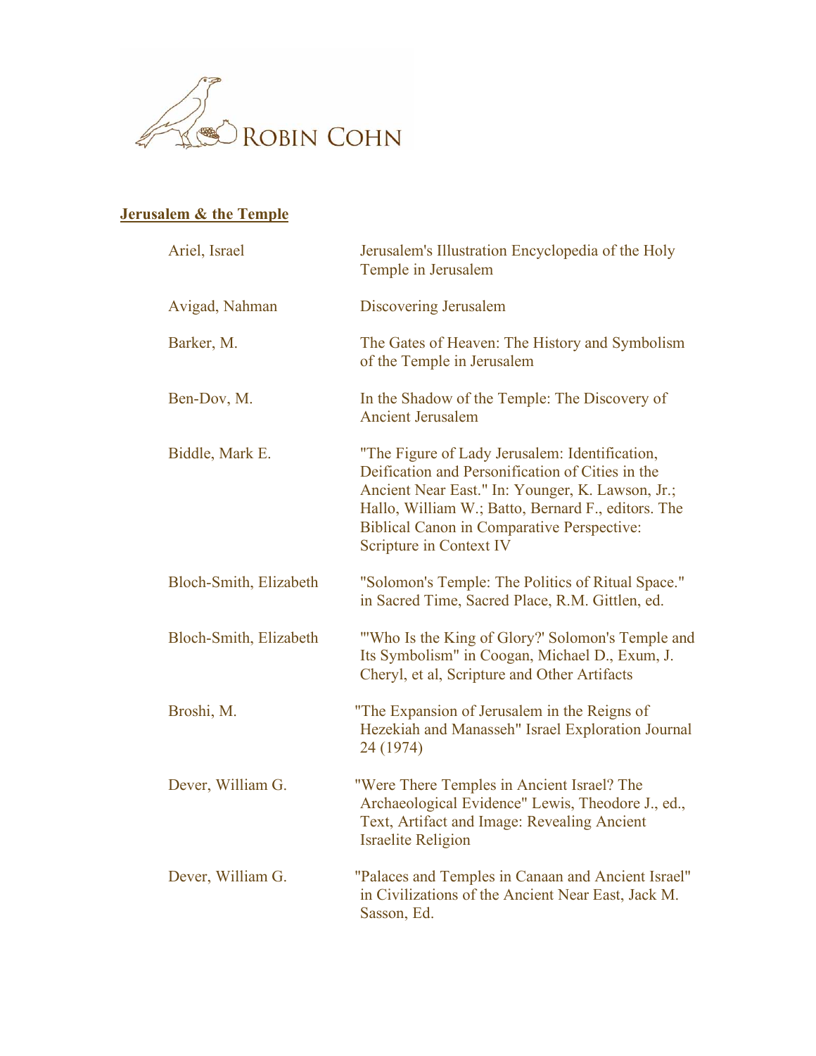ROBIN COHN

## Jerusalem & the Temple

| | |
|---|---|
| Ariel, Israel | Jerusalem's Illustration Encyclopedia of the Holy Temple in Jerusalem |
| Avigad, Nahman | Discovering Jerusalem |
| Barker, M. | The Gates of Heaven: The History and Symbolism of the Temple in Jerusalem |
| Ben-Dov, M. | In the Shadow of the Temple: The Discovery of Ancient Jerusalem |
| Biddle, Mark E. | "The Figure of Lady Jerusalem: Identification, Deification and Personification of Cities in the Ancient Near East." In: Younger, K. Lawson, Jr.; Hallo, William W.; Batto, Bernard F., editors. The Biblical Canon in Comparative Perspective: Scripture in Context IV |
| Bloch-Smith, Elizabeth | "Solomon's Temple: The Politics of Ritual Space." in Sacred Time, Sacred Place, R.M. Gittlen, ed. |
| Bloch-Smith, Elizabeth | "'Who Is the King of Glory?' Solomon's Temple and Its Symbolism" in Coogan, Michael D., Exum, J. Cheryl, et al, Scripture and Other Artifacts |
| Broshi, M. | "The Expansion of Jerusalem in the Reigns of Hezekiah and Manasseh" Israel Exploration Journal 24 (1974) |
| Dever, William G. | "Were There Temples in Ancient Israel? The Archaeological Evidence" Lewis, Theodore J., ed., Text, Artifact and Image: Revealing Ancient Israelite Religion |
| Dever, William G. | "Palaces and Temples in Canaan and Ancient Israel" in Civilizations of the Ancient Near East, Jack M. Sasson, Ed. |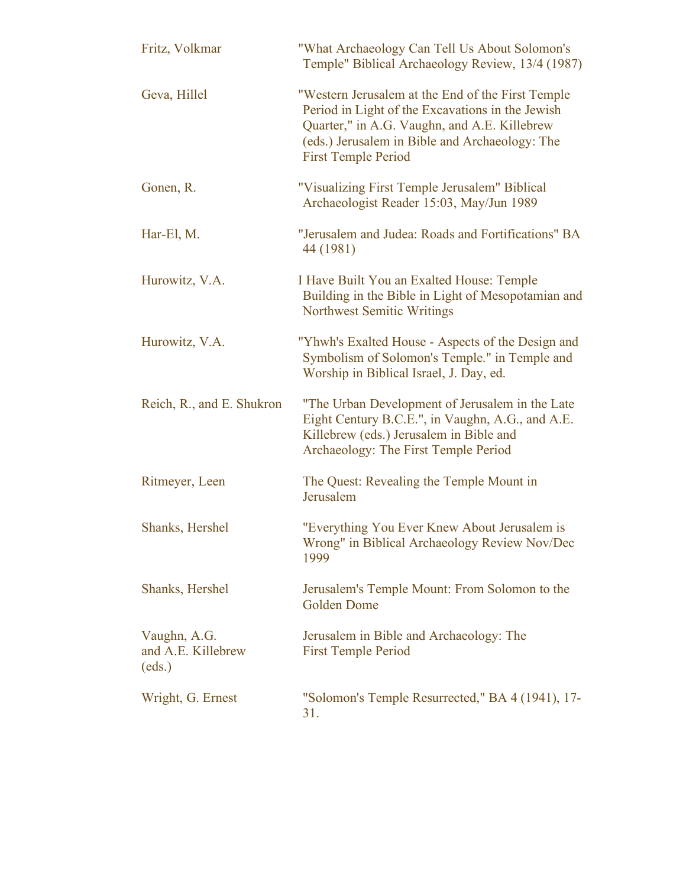| | |
|---|---|
| Fritz, Volkmar | "What Archaeology Can Tell Us About Solomon's Temple" Biblical Archaeology Review, 13/4 (1987) |
| Geva, Hillel | "Western Jerusalem at the End of the First Temple Period in Light of the Excavations in the Jewish Quarter," in A.G. Vaughn, and A.E. Killebrew (eds.) Jerusalem in Bible and Archaeology: The First Temple Period |
| Gonen, R. | "Visualizing First Temple Jerusalem" Biblical Archaeologist Reader 15:03, May/Jun 1989 |
| Har-El, M. | "Jerusalem and Judea: Roads and Fortifications" BA 44 (1981) |
| Hurowitz, V.A. | I Have Built You an Exalted House: Temple Building in the Bible in Light of Mesopotamian and Northwest Semitic Writings |
| Hurowitz, V.A. | "Yhwh's Exalted House - Aspects of the Design and Symbolism of Solomon's Temple." in Temple and Worship in Biblical Israel, J. Day, ed. |
| Reich, R., and E. Shukron | "The Urban Development of Jerusalem in the Late Eight Century B.C.E.", in Vaughn, A.G., and A.E. Killebrew (eds.) Jerusalem in Bible and Archaeology: The First Temple Period |
| Ritmeyer, Leen | The Quest: Revealing the Temple Mount in Jerusalem |
| Shanks, Hershel | "Everything You Ever Knew About Jerusalem is Wrong" in Biblical Archaeology Review Nov/Dec 1999 |
| Shanks, Hershel | Jerusalem's Temple Mount: From Solomon to the Golden Dome |
| Vaughn, A.G. and A.E. Killebrew (eds.) | Jerusalem in Bible and Archaeology: The First Temple Period |
| Wright, G. Ernest | "Solomon's Temple Resurrected," BA 4 (1941), 17-31. |